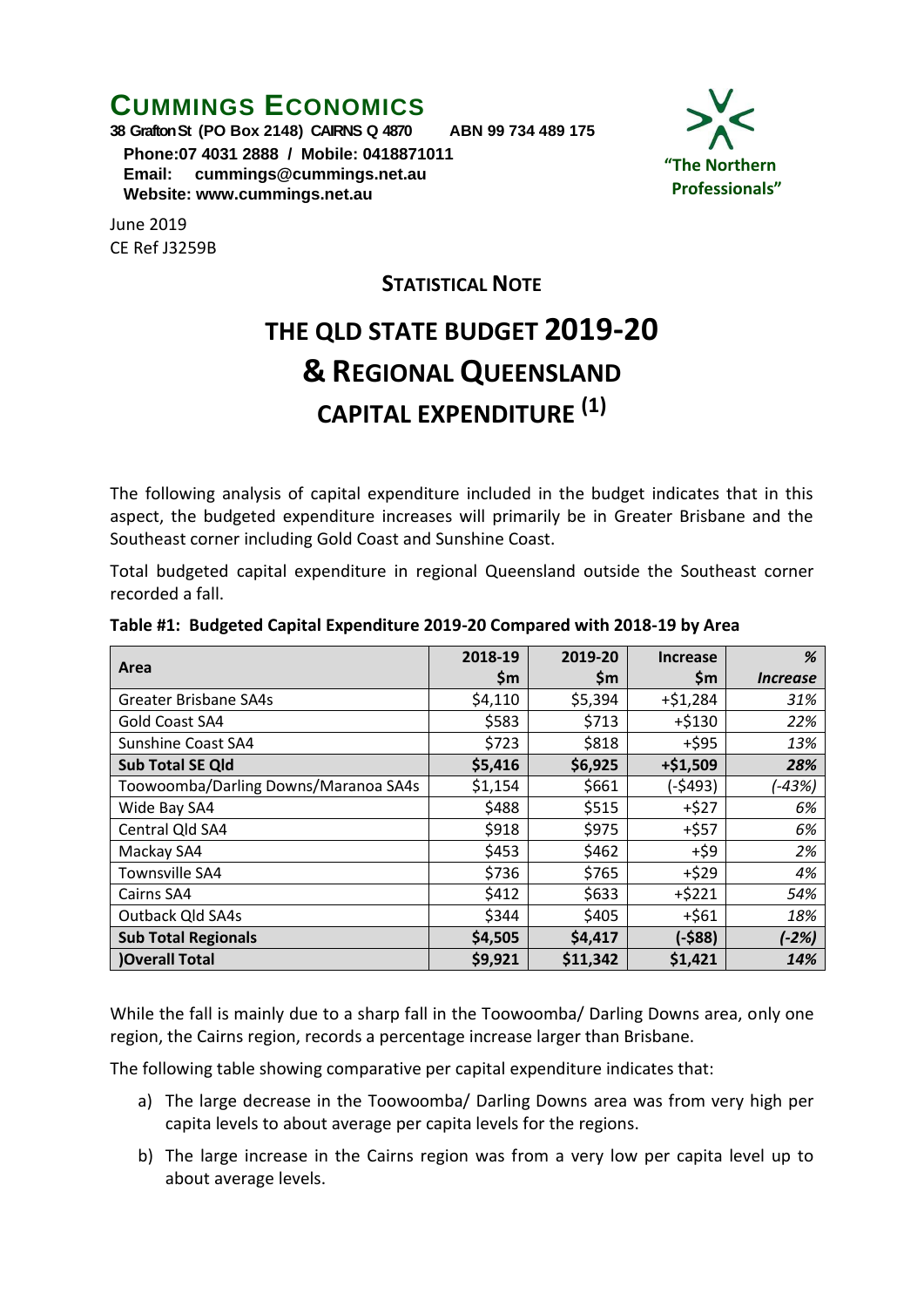# CUMMINGS ECONOMICS

**38 Grafton St (PO Box 2148) CAIRNS Q 4870 ABN 99 734 489 175**

**Phone:07 4031 2888 / Mobile: 0418871011**
**Email: cummings@cummings.net.au**
**Website: www.cummings.net.au**

**"The Northern Professionals"**

June 2019
CE Ref J3259B

## STATISTICAL NOTE

# THE QLD STATE BUDGET 2019-20 & REGIONAL QUEENSLAND CAPITAL EXPENDITURE (1)

The following analysis of capital expenditure included in the budget indicates that in this aspect, the budgeted expenditure increases will primarily be in Greater Brisbane and the Southeast corner including Gold Coast and Sunshine Coast.

Total budgeted capital expenditure in regional Queensland outside the Southeast corner recorded a fall.

**Table #1: Budgeted Capital Expenditure 2019-20 Compared with 2018-19 by Area**

| Area | 2018-19 $m | 2019-20 $m | Increase $m | % *Increase* |
|---|---|---|---|---|
| Greater Brisbane SA4s | $4,110 | $5,394 | +$1,284 | *31%* |
| Gold Coast SA4 | $583 | $713 | +$130 | *22%* |
| Sunshine Coast SA4 | $723 | $818 | +$95 | *13%* |
| **Sub Total SE Qld** | **$5,416** | **$6,925** | **+$1,509** | ***28%*** |
| Toowoomba/Darling Downs/Maranoa SA4s | $1,154 | $661 | (-$493) | *(-43%)* |
| Wide Bay SA4 | $488 | $515 | +$27 | *6%* |
| Central Qld SA4 | $918 | $975 | +$57 | *6%* |
| Mackay SA4 | $453 | $462 | +$9 | *2%* |
| Townsville SA4 | $736 | $765 | +$29 | *4%* |
| Cairns SA4 | $412 | $633 | +$221 | *54%* |
| Outback Qld SA4s | $344 | $405 | +$61 | *18%* |
| **Sub Total Regionals** | **$4,505** | **$4,417** | **(-$88)** | ***(-2%)*** |
| **)Overall Total** | **$9,921** | **$11,342** | **$1,421** | ***14%*** |

While the fall is mainly due to a sharp fall in the Toowoomba/ Darling Downs area, only one region, the Cairns region, records a percentage increase larger than Brisbane.

The following table showing comparative per capital expenditure indicates that:

a) The large decrease in the Toowoomba/ Darling Downs area was from very high per capita levels to about average per capita levels for the regions.

b) The large increase in the Cairns region was from a very low per capita level up to about average levels.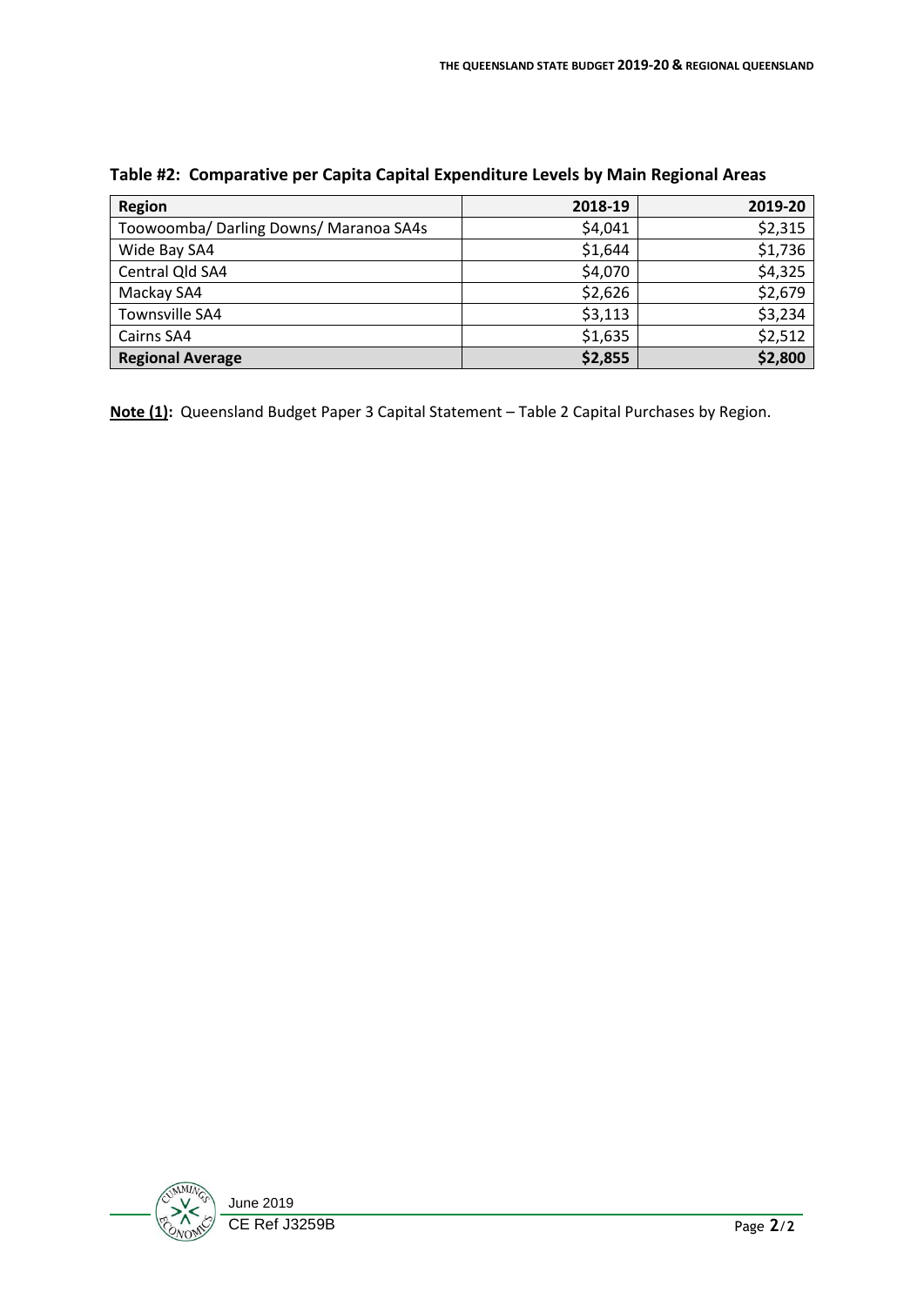**Table #2: Comparative per Capita Capital Expenditure Levels by Main Regional Areas**

| Region | 2018-19 | 2019-20 |
|---|---|---|
| Toowoomba/ Darling Downs/ Maranoa SA4s | $4,041 | $2,315 |
| Wide Bay SA4 | $1,644 | $1,736 |
| Central Qld SA4 | $4,070 | $4,325 |
| Mackay SA4 | $2,626 | $2,679 |
| Townsville SA4 | $3,113 | $3,234 |
| Cairns SA4 | $1,635 | $2,512 |
| **Regional Average** | **$2,855** | **$2,800** |

**Note (1):** Queensland Budget Paper 3 Capital Statement – Table 2 Capital Purchases by Region.